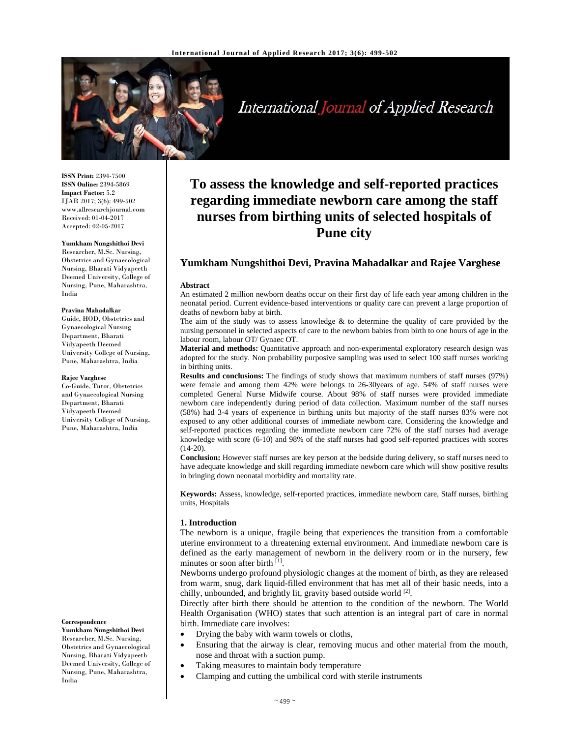# To assess the knowledge and self-reported practices regarding immediate newborn care among the staff nurses from birthing units of selected hospitals of Pune city

## Yumkham Nungshithoi Devi, Pravina Mahadalkar and Rajee Varghese

**ISSN Print:** 2394-7500
**ISSN Online:** 2394-5869
**Impact Factor:** 5.2
IJAR 2017; 3(6): 499-502
www.allresearchjournal.com
Received: 01-04-2017
Accepted: 02-05-2017

**Yumkham Nungshithoi Devi**
Researcher, M.Sc. Nursing, Obstetrics and Gynaecological Nursing, Bharati Vidyapeeth Deemed University, College of Nursing, Pune, Maharashtra, India

**Pravina Mahadalkar**
Guide, HOD, Obstetrics and Gynaecological Nursing Department, Bharati Vidyapeeth Deemed University College of Nursing, Pune, Maharashtra, India

**Rajee Varghese**
Co-Guide, Tutor, Obstetrics and Gynaecological Nursing Department, Bharati Vidyapeeth Deemed University College of Nursing, Pune, Maharashtra, India

**Correspondence**
**Yumkham Nungshithoi Devi**
Researcher, M.Sc. Nursing, Obstetrics and Gynaecological Nursing, Bharati Vidyapeeth Deemed University, College of Nursing, Pune, Maharashtra, India

**Abstract**

An estimated 2 million newborn deaths occur on their first day of life each year among children in the neonatal period. Current evidence-based interventions or quality care can prevent a large proportion of deaths of newborn baby at birth.

The aim of the study was to assess knowledge & to determine the quality of care provided by the nursing personnel in selected aspects of care to the newborn babies from birth to one hours of age in the labour room, labour OT/ Gynaec OT.

**Material and methods:** Quantitative approach and non-experimental exploratory research design was adopted for the study. Non probability purposive sampling was used to select 100 staff nurses working in birthing units.

**Results and conclusions:** The findings of study shows that maximum numbers of staff nurses (97%) were female and among them 42% were belongs to 26-30years of age. 54% of staff nurses were completed General Nurse Midwife course. About 98% of staff nurses were provided immediate newborn care independently during period of data collection. Maximum number of the staff nurses (58%) had 3-4 years of experience in birthing units but majority of the staff nurses 83% were not exposed to any other additional courses of immediate newborn care. Considering the knowledge and self-reported practices regarding the immediate newborn care 72% of the staff nurses had average knowledge with score (6-10) and 98% of the staff nurses had good self-reported practices with scores (14-20).

**Conclusion:** However staff nurses are key person at the bedside during delivery, so staff nurses need to have adequate knowledge and skill regarding immediate newborn care which will show positive results in bringing down neonatal morbidity and mortality rate.

**Keywords:** Assess, knowledge, self-reported practices, immediate newborn care, Staff nurses, birthing units, Hospitals

### 1. Introduction

The newborn is a unique, fragile being that experiences the transition from a comfortable uterine environment to a threatening external environment. And immediate newborn care is defined as the early management of newborn in the delivery room or in the nursery, few minutes or soon after birth [1].

Newborns undergo profound physiologic changes at the moment of birth, as they are released from warm, snug, dark liquid-filled environment that has met all of their basic needs, into a chilly, unbounded, and brightly lit, gravity based outside world [2].

Directly after birth there should be attention to the condition of the newborn. The World Health Organisation (WHO) states that such attention is an integral part of care in normal birth. Immediate care involves:

- Drying the baby with warm towels or cloths,
- Ensuring that the airway is clear, removing mucus and other material from the mouth, nose and throat with a suction pump.
- Taking measures to maintain body temperature
- Clamping and cutting the umbilical cord with sterile instruments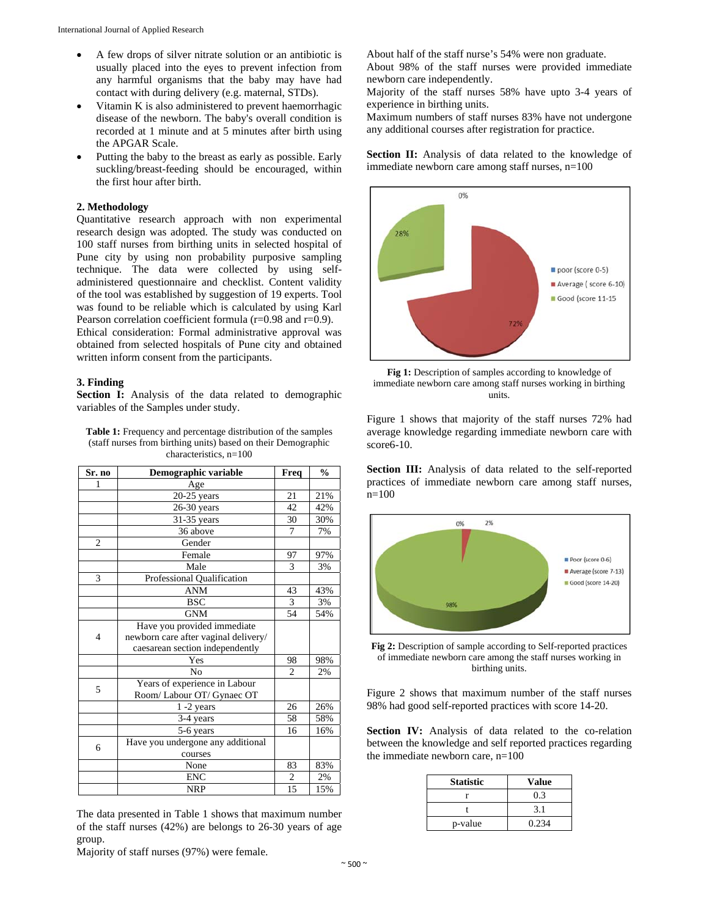- A few drops of silver nitrate solution or an antibiotic is usually placed into the eyes to prevent infection from any harmful organisms that the baby may have had contact with during delivery (e.g. maternal, STDs).
- Vitamin K is also administered to prevent haemorrhagic disease of the newborn. The baby's overall condition is recorded at 1 minute and at 5 minutes after birth using the APGAR Scale.
- Putting the baby to the breast as early as possible. Early suckling/breast-feeding should be encouraged, within the first hour after birth.

## 2. Methodology

Quantitative research approach with non experimental research design was adopted. The study was conducted on 100 staff nurses from birthing units in selected hospital of Pune city by using non probability purposive sampling technique. The data were collected by using self-administered questionnaire and checklist. Content validity of the tool was established by suggestion of 19 experts. Tool was found to be reliable which is calculated by using Karl Pearson correlation coefficient formula (r=0.98 and r=0.9).

Ethical consideration: Formal administrative approval was obtained from selected hospitals of Pune city and obtained written inform consent from the participants.

## 3. Finding

**Section I:** Analysis of the data related to demographic variables of the Samples under study.

**Table 1:** Frequency and percentage distribution of the samples (staff nurses from birthing units) based on their Demographic characteristics, n=100

| Sr. no | Demographic variable | Freq | % |
|---|---|---|---|
| 1 | Age | | |
| | 20-25 years | 21 | 21% |
| | 26-30 years | 42 | 42% |
| | 31-35 years | 30 | 30% |
| | 36 above | 7 | 7% |
| 2 | Gender | | |
| | Female | 97 | 97% |
| | Male | 3 | 3% |
| 3 | Professional Qualification | | |
| | ANM | 43 | 43% |
| | BSC | 3 | 3% |
| | GNM | 54 | 54% |
| 4 | Have you provided immediate newborn care after vaginal delivery/ caesarean section independently | | |
| | Yes | 98 | 98% |
| | No | 2 | 2% |
| 5 | Years of experience in Labour Room/ Labour OT/ Gynaec OT | | |
| | 1 -2 years | 26 | 26% |
| | 3-4 years | 58 | 58% |
| | 5-6 years | 16 | 16% |
| 6 | Have you undergone any additional courses | | |
| | None | 83 | 83% |
| | ENC | 2 | 2% |
| | NRP | 15 | 15% |

The data presented in Table 1 shows that maximum number of the staff nurses (42%) are belongs to 26-30 years of age group.

Majority of staff nurses (97%) were female.

About half of the staff nurse's 54% were non graduate.

About 98% of the staff nurses were provided immediate newborn care independently.

Majority of the staff nurses 58% have upto 3-4 years of experience in birthing units.

Maximum numbers of staff nurses 83% have not undergone any additional courses after registration for practice.

**Section II:** Analysis of data related to the knowledge of immediate newborn care among staff nurses, n=100

**Fig 1:** Description of samples according to knowledge of immediate newborn care among staff nurses working in birthing units.

Figure 1 shows that majority of the staff nurses 72% had average knowledge regarding immediate newborn care with score6-10.

**Section III:** Analysis of data related to the self-reported practices of immediate newborn care among staff nurses, n=100

**Fig 2:** Description of sample according to Self-reported practices of immediate newborn care among the staff nurses working in birthing units.

Figure 2 shows that maximum number of the staff nurses 98% had good self-reported practices with score 14-20.

**Section IV:** Analysis of data related to the co-relation between the knowledge and self reported practices regarding the immediate newborn care, n=100

| Statistic | Value |
|---|---|
| r | 0.3 |
| t | 3.1 |
| p-value | 0.234 |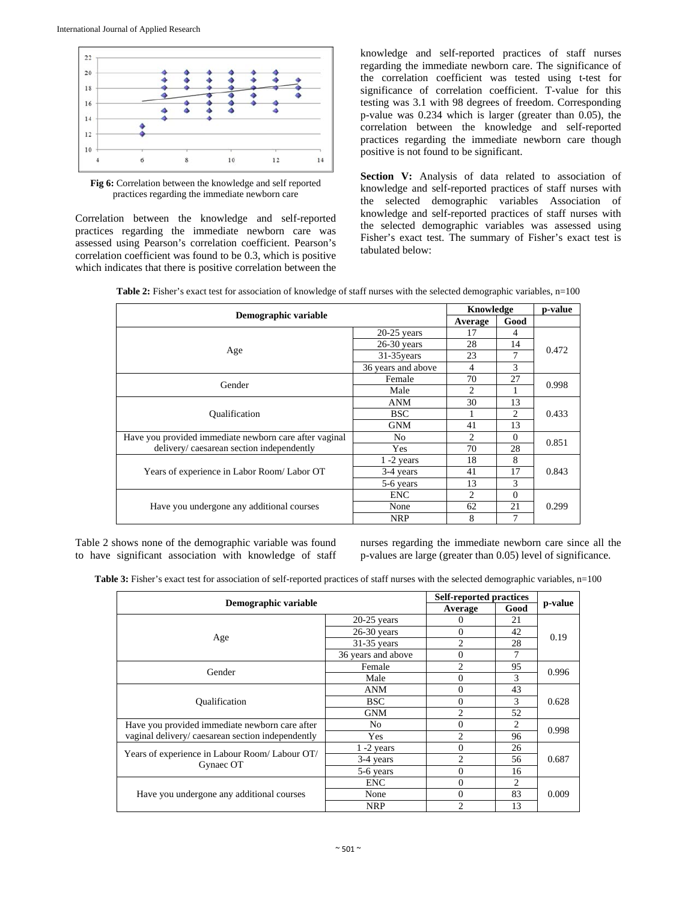Fig 6: Correlation between the knowledge and self reported practices regarding the immediate newborn care

Correlation between the knowledge and self-reported practices regarding the immediate newborn care was assessed using Pearson's correlation coefficient. Pearson's correlation coefficient was found to be 0.3, which is positive which indicates that there is positive correlation between the knowledge and self-reported practices of staff nurses regarding the immediate newborn care. The significance of the correlation coefficient was tested using t-test for significance of correlation coefficient. T-value for this testing was 3.1 with 98 degrees of freedom. Corresponding p-value was 0.234 which is larger (greater than 0.05), the correlation between the knowledge and self-reported practices regarding the immediate newborn care though positive is not found to be significant.

**Section V:** Analysis of data related to association of knowledge and self-reported practices of staff nurses with the selected demographic variables Association of knowledge and self-reported practices of staff nurses with the selected demographic variables was assessed using Fisher's exact test. The summary of Fisher's exact test is tabulated below:

**Table 2:** Fisher's exact test for association of knowledge of staff nurses with the selected demographic variables, n=100

| Demographic variable | | Knowledge | | p-value |
|---|---|---|---|---|
| | | Average | Good | |
| Age | 20-25 years | 17 | 4 | 0.472 |
| | 26-30 years | 28 | 14 | |
| | 31-35years | 23 | 7 | |
| | 36 years and above | 4 | 3 | |
| Gender | Female | 70 | 27 | 0.998 |
| | Male | 2 | 1 | |
| Qualification | ANM | 30 | 13 | 0.433 |
| | BSC | 1 | 2 | |
| | GNM | 41 | 13 | |
| Have you provided immediate newborn care after vaginal delivery/ caesarean section independently | No | 2 | 0 | 0.851 |
| | Yes | 70 | 28 | |
| Years of experience in Labor Room/ Labor OT | 1 -2 years | 18 | 8 | 0.843 |
| | 3-4 years | 41 | 17 | |
| | 5-6 years | 13 | 3 | |
| Have you undergone any additional courses | ENC | 2 | 0 | 0.299 |
| | None | 62 | 21 | |
| | NRP | 8 | 7 | |

Table 2 shows none of the demographic variable was found to have significant association with knowledge of staff nurses regarding the immediate newborn care since all the p-values are large (greater than 0.05) level of significance.

**Table 3:** Fisher's exact test for association of self-reported practices of staff nurses with the selected demographic variables, n=100

| Demographic variable | | Self-reported practices | | p-value |
|---|---|---|---|---|
| | | Average | Good | |
| Age | 20-25 years | 0 | 21 | 0.19 |
| | 26-30 years | 0 | 42 | |
| | 31-35 years | 2 | 28 | |
| | 36 years and above | 0 | 7 | |
| Gender | Female | 2 | 95 | 0.996 |
| | Male | 0 | 3 | |
| Qualification | ANM | 0 | 43 | 0.628 |
| | BSC | 0 | 3 | |
| | GNM | 2 | 52 | |
| Have you provided immediate newborn care after vaginal delivery/ caesarean section independently | No | 0 | 2 | 0.998 |
| | Yes | 2 | 96 | |
| Years of experience in Labour Room/ Labour OT/ Gynaec OT | 1 -2 years | 0 | 26 | 0.687 |
| | 3-4 years | 2 | 56 | |
| | 5-6 years | 0 | 16 | |
| Have you undergone any additional courses | ENC | 0 | 2 | 0.009 |
| | None | 0 | 83 | |
| | NRP | 2 | 13 | |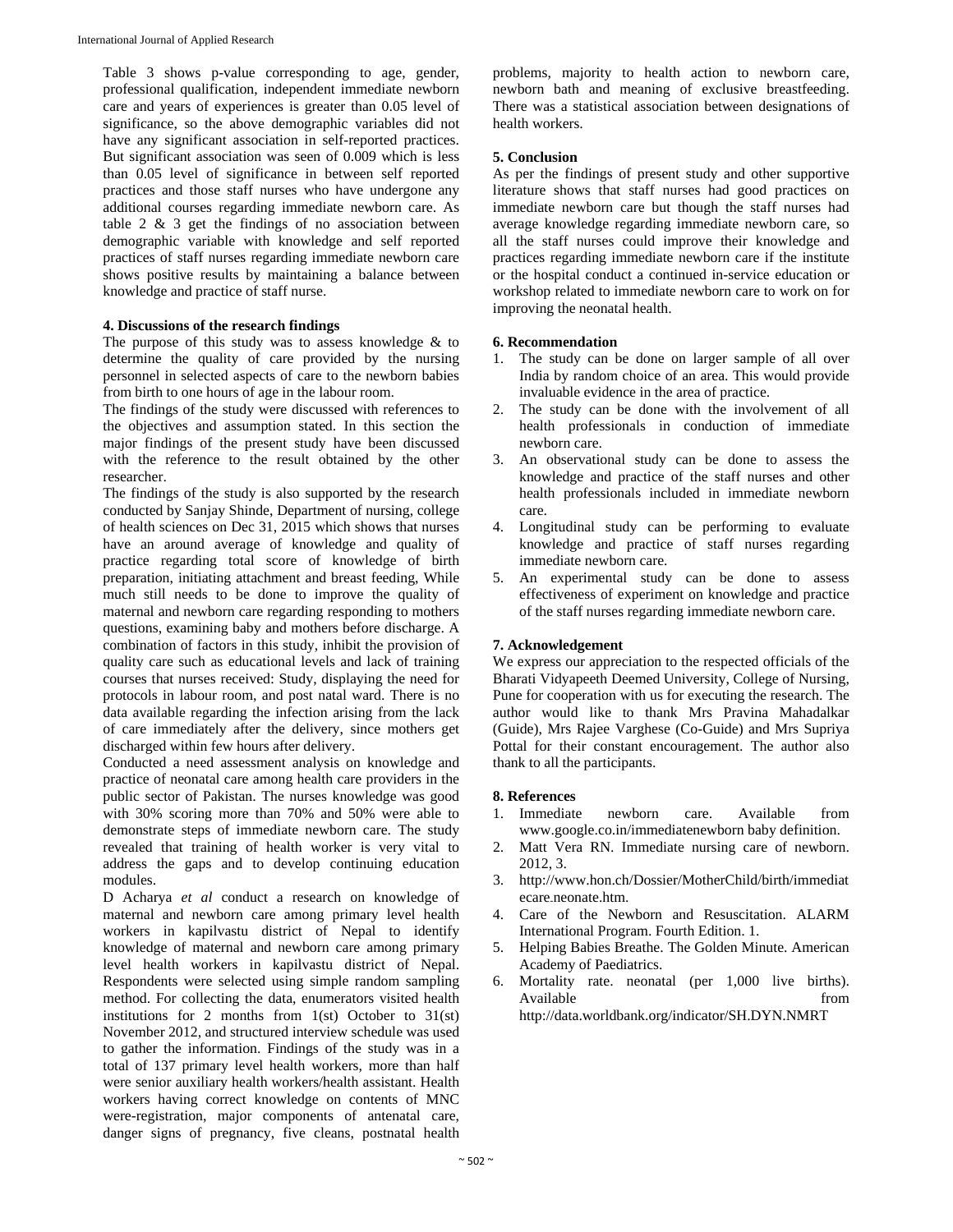Table 3 shows p-value corresponding to age, gender, professional qualification, independent immediate newborn care and years of experiences is greater than 0.05 level of significance, so the above demographic variables did not have any significant association in self-reported practices. But significant association was seen of 0.009 which is less than 0.05 level of significance in between self reported practices and those staff nurses who have undergone any additional courses regarding immediate newborn care. As table 2 & 3 get the findings of no association between demographic variable with knowledge and self reported practices of staff nurses regarding immediate newborn care shows positive results by maintaining a balance between knowledge and practice of staff nurse.

## 4. Discussions of the research findings

The purpose of this study was to assess knowledge & to determine the quality of care provided by the nursing personnel in selected aspects of care to the newborn babies from birth to one hours of age in the labour room.

The findings of the study were discussed with references to the objectives and assumption stated. In this section the major findings of the present study have been discussed with the reference to the result obtained by the other researcher.

The findings of the study is also supported by the research conducted by Sanjay Shinde, Department of nursing, college of health sciences on Dec 31, 2015 which shows that nurses have an around average of knowledge and quality of practice regarding total score of knowledge of birth preparation, initiating attachment and breast feeding, While much still needs to be done to improve the quality of maternal and newborn care regarding responding to mothers questions, examining baby and mothers before discharge. A combination of factors in this study, inhibit the provision of quality care such as educational levels and lack of training courses that nurses received: Study, displaying the need for protocols in labour room, and post natal ward. There is no data available regarding the infection arising from the lack of care immediately after the delivery, since mothers get discharged within few hours after delivery.

Conducted a need assessment analysis on knowledge and practice of neonatal care among health care providers in the public sector of Pakistan. The nurses knowledge was good with 30% scoring more than 70% and 50% were able to demonstrate steps of immediate newborn care. The study revealed that training of health worker is very vital to address the gaps and to develop continuing education modules.

D Acharya *et al* conduct a research on knowledge of maternal and newborn care among primary level health workers in kapilvastu district of Nepal to identify knowledge of maternal and newborn care among primary level health workers in kapilvastu district of Nepal. Respondents were selected using simple random sampling method. For collecting the data, enumerators visited health institutions for 2 months from 1(st) October to 31(st) November 2012, and structured interview schedule was used to gather the information. Findings of the study was in a total of 137 primary level health workers, more than half were senior auxiliary health workers/health assistant. Health workers having correct knowledge on contents of MNC were-registration, major components of antenatal care, danger signs of pregnancy, five cleans, postnatal health problems, majority to health action to newborn care, newborn bath and meaning of exclusive breastfeeding. There was a statistical association between designations of health workers.

## 5. Conclusion

As per the findings of present study and other supportive literature shows that staff nurses had good practices on immediate newborn care but though the staff nurses had average knowledge regarding immediate newborn care, so all the staff nurses could improve their knowledge and practices regarding immediate newborn care if the institute or the hospital conduct a continued in-service education or workshop related to immediate newborn care to work on for improving the neonatal health.

## 6. Recommendation

1. The study can be done on larger sample of all over India by random choice of an area. This would provide invaluable evidence in the area of practice.
2. The study can be done with the involvement of all health professionals in conduction of immediate newborn care.
3. An observational study can be done to assess the knowledge and practice of the staff nurses and other health professionals included in immediate newborn care.
4. Longitudinal study can be performing to evaluate knowledge and practice of staff nurses regarding immediate newborn care.
5. An experimental study can be done to assess effectiveness of experiment on knowledge and practice of the staff nurses regarding immediate newborn care.

## 7. Acknowledgement

We express our appreciation to the respected officials of the Bharati Vidyapeeth Deemed University, College of Nursing, Pune for cooperation with us for executing the research. The author would like to thank Mrs Pravina Mahadalkar (Guide), Mrs Rajee Varghese (Co-Guide) and Mrs Supriya Pottal for their constant encouragement. The author also thank to all the participants.

## 8. References

1. Immediate newborn care. Available from www.google.co.in/immediatenewborn baby definition.
2. Matt Vera RN. Immediate nursing care of newborn. 2012, 3.
3. http://www.hon.ch/Dossier/MotherChild/birth/immediatecare.neonate.htm.
4. Care of the Newborn and Resuscitation. ALARM International Program. Fourth Edition. 1.
5. Helping Babies Breathe. The Golden Minute. American Academy of Paediatrics.
6. Mortality rate. neonatal (per 1,000 live births). Available from http://data.worldbank.org/indicator/SH.DYN.NMRT